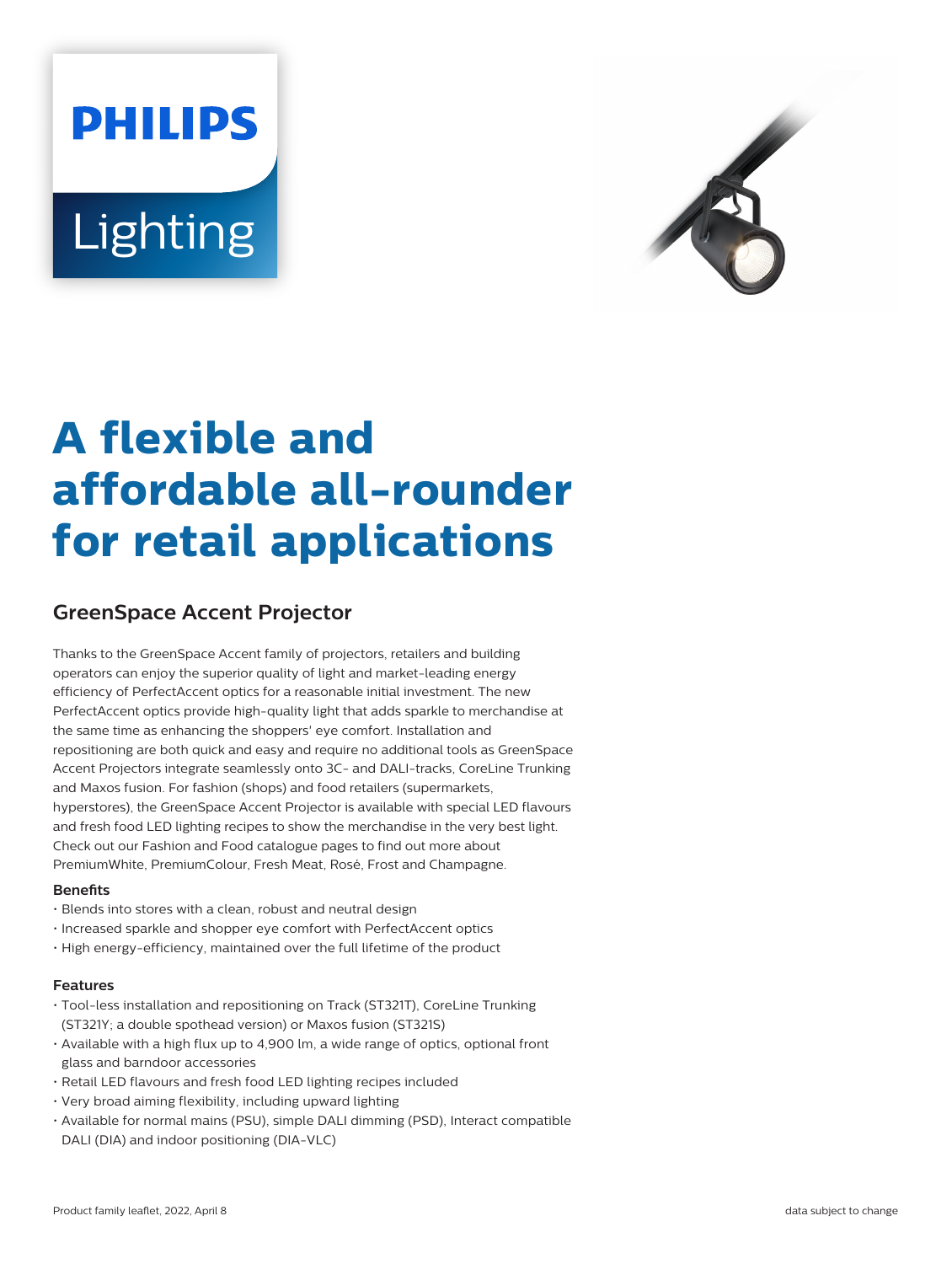# A flexible and affordable all-rounder for retail applications

## GreenSpace Accent Projector

Thanks to the GreenSpace Accent family of projectors, retailers and building operators can enjoy the superior quality of light and market-leading energy efficiency of PerfectAccent optics for a reasonable initial investment. The new PerfectAccent optics provide high-quality light that adds sparkle to merchandise at the same time as enhancing the shoppers' eye comfort. Installation and repositioning are both quick and easy and require no additional tools as GreenSpace Accent Projectors integrate seamlessly onto 3C- and DALI-tracks, CoreLine Trunking and Maxos fusion. For fashion (shops) and food retailers (supermarkets, hyperstores), the GreenSpace Accent Projector is available with special LED flavours and fresh food LED lighting recipes to show the merchandise in the very best light. Check out our Fashion and Food catalogue pages to find out more about PremiumWhite, PremiumColour, Fresh Meat, Rosé, Frost and Champagne.

### Benefits

- Blends into stores with a clean, robust and neutral design
- Increased sparkle and shopper eye comfort with PerfectAccent optics
- High energy-efficiency, maintained over the full lifetime of the product

### Features

- Tool-less installation and repositioning on Track (ST321T), CoreLine Trunking (ST321Y; a double spothead version) or Maxos fusion (ST321S)
- Available with a high flux up to 4,900 lm, a wide range of optics, optional front glass and barndoor accessories
- Retail LED flavours and fresh food LED lighting recipes included
- Very broad aiming flexibility, including upward lighting
- Available for normal mains (PSU), simple DALI dimming (PSD), Interact compatible DALI (DIA) and indoor positioning (DIA-VLC)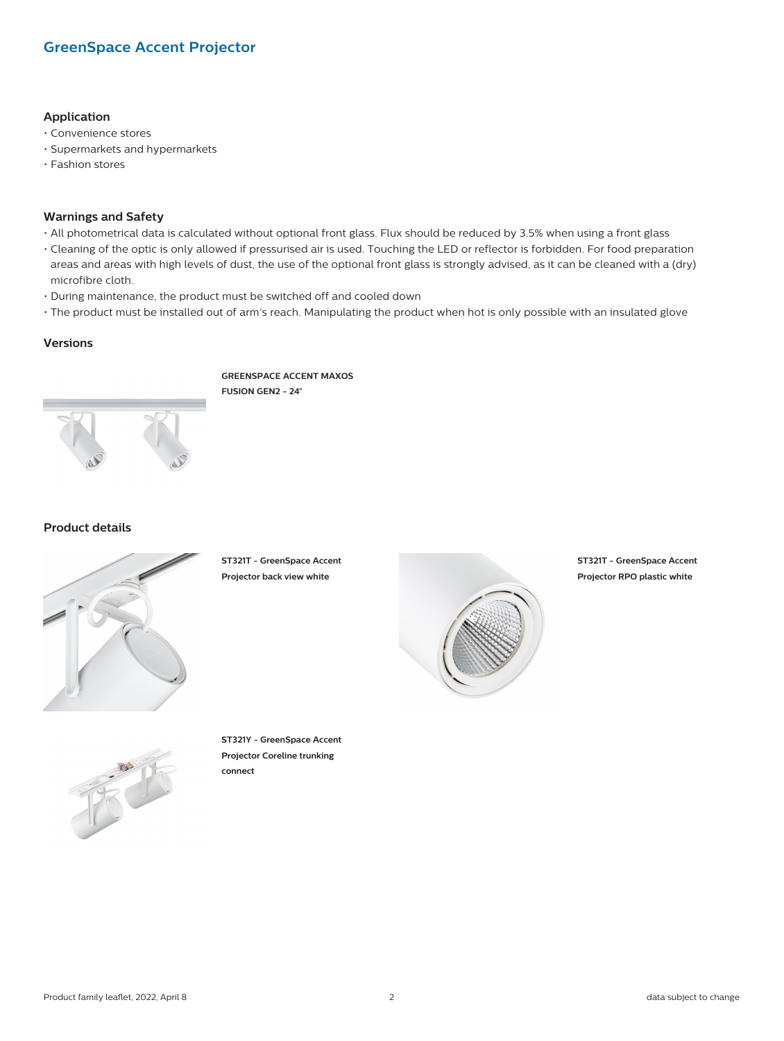# GreenSpace Accent Projector

## Application

- Convenience stores
- Supermarkets and hypermarkets
- Fashion stores

## Warnings and Safety

- All photometrical data is calculated without optional front glass. Flux should be reduced by 3.5% when using a front glass
- Cleaning of the optic is only allowed if pressurised air is used. Touching the LED or reflector is forbidden. For food preparation areas and areas with high levels of dust, the use of the optional front glass is strongly advised, as it can be cleaned with a (dry) microfibre cloth.
- During maintenance, the product must be switched off and cooled down
- The product must be installed out of arm's reach. Manipulating the product when hot is only possible with an insulated glove

## Versions

**GREENSPACE ACCENT MAXOS FUSION GEN2 - 24°**

## Product details

**ST321T - GreenSpace Accent Projector back view white**

**ST321T - GreenSpace Accent Projector RPO plastic white**

**ST321Y - GreenSpace Accent Projector Coreline trunking connect**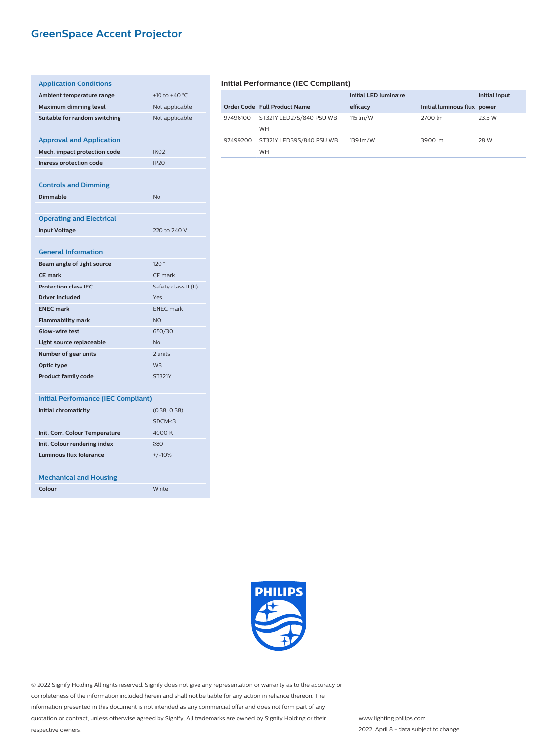# GreenSpace Accent Projector

## Application Conditions

| | |
|---|---|
| Ambient temperature range | +10 to +40 °C |
| Maximum dimming level | Not applicable |
| Suitable for random switching | Not applicable |

## Approval and Application

| | |
|---|---|
| Mech. impact protection code | IK02 |
| Ingress protection code | IP20 |

## Controls and Dimming

| | |
|---|---|
| Dimmable | No |

## Operating and Electrical

| | |
|---|---|
| Input Voltage | 220 to 240 V |

## General Information

| | |
|---|---|
| Beam angle of light source | 120 ° |
| CE mark | CE mark |
| Protection class IEC | Safety class II (II) |
| Driver included | Yes |
| ENEC mark | ENEC mark |
| Flammability mark | NO |
| Glow-wire test | 650/30 |
| Light source replaceable | No |
| Number of gear units | 2 units |
| Optic type | WB |
| Product family code | ST321Y |

## Initial Performance (IEC Compliant)

| | |
|---|---|
| Initial chromaticity | (0.38, 0.38) SDCM<3 |
| Init. Corr. Colour Temperature | 4000 K |
| Init. Colour rendering index | ≥80 |
| Luminous flux tolerance | +/-10% |

## Mechanical and Housing

| | |
|---|---|
| Colour | White |

## Initial Performance (IEC Compliant)

| Order Code | Full Product Name | Initial LED luminaire efficacy | Initial luminous flux | Initial input power |
|---|---|---|---|---|
| 97496100 | ST321Y LED27S/840 PSU WB WH | 115 lm/W | 2700 lm | 23.5 W |
| 97499200 | ST321Y LED39S/840 PSU WB WH | 139 lm/W | 3900 lm | 28 W |

PHILIPS

© 2022 Signify Holding All rights reserved. Signify does not give any representation or warranty as to the accuracy or completeness of the information included herein and shall not be liable for any action in reliance thereon. The information presented in this document is not intended as any commercial offer and does not form part of any quotation or contract, unless otherwise agreed by Signify. All trademarks are owned by Signify Holding or their respective owners.

www.lighting.philips.com
2022, April 8 - data subject to change